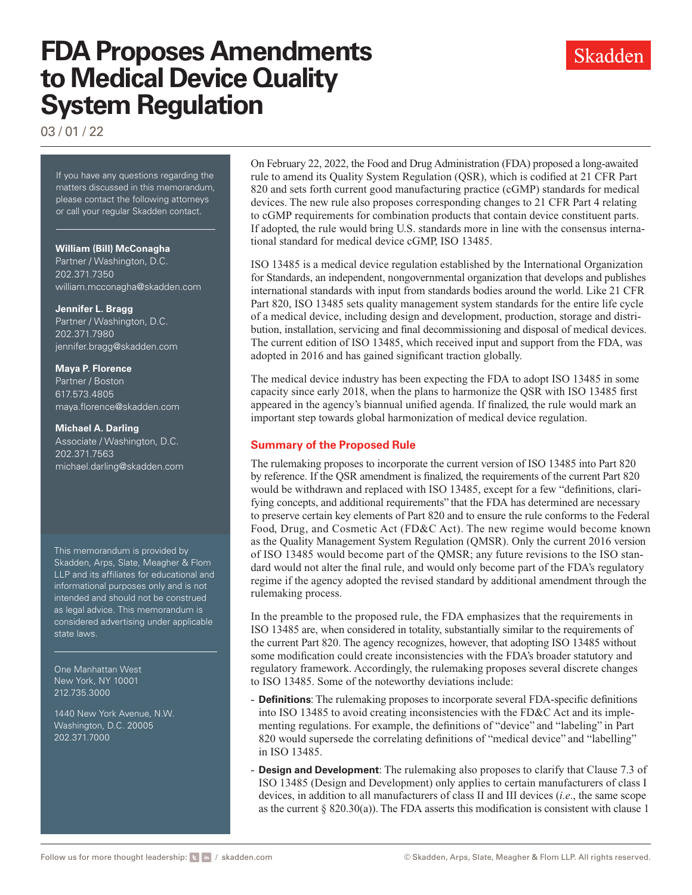# FDA Proposes Amendments to Medical Device Quality System Regulation

03 / 01 / 22

If you have any questions regarding the matters discussed in this memorandum, please contact the following attorneys or call your regular Skadden contact.

**William (Bill) McConagha**
Partner / Washington, D.C.
202.371.7350
william.mcconagha@skadden.com

**Jennifer L. Bragg**
Partner / Washington, D.C.
202.371.7980
jennifer.bragg@skadden.com

**Maya P. Florence**
Partner / Boston
617.573.4805
maya.florence@skadden.com

**Michael A. Darling**
Associate / Washington, D.C.
202.371.7563
michael.darling@skadden.com

This memorandum is provided by Skadden, Arps, Slate, Meagher & Flom LLP and its affiliates for educational and informational purposes only and is not intended and should not be construed as legal advice. This memorandum is considered advertising under applicable state laws.

One Manhattan West
New York, NY 10001
212.735.3000

1440 New York Avenue, N.W.
Washington, D.C. 20005
202.371.7000

On February 22, 2022, the Food and Drug Administration (FDA) proposed a long-awaited rule to amend its Quality System Regulation (QSR), which is codified at 21 CFR Part 820 and sets forth current good manufacturing practice (cGMP) standards for medical devices. The new rule also proposes corresponding changes to 21 CFR Part 4 relating to cGMP requirements for combination products that contain device constituent parts. If adopted, the rule would bring U.S. standards more in line with the consensus international standard for medical device cGMP, ISO 13485.

ISO 13485 is a medical device regulation established by the International Organization for Standards, an independent, nongovernmental organization that develops and publishes international standards with input from standards bodies around the world. Like 21 CFR Part 820, ISO 13485 sets quality management system standards for the entire life cycle of a medical device, including design and development, production, storage and distribution, installation, servicing and final decommissioning and disposal of medical devices. The current edition of ISO 13485, which received input and support from the FDA, was adopted in 2016 and has gained significant traction globally.

The medical device industry has been expecting the FDA to adopt ISO 13485 in some capacity since early 2018, when the plans to harmonize the QSR with ISO 13485 first appeared in the agency's biannual unified agenda. If finalized, the rule would mark an important step towards global harmonization of medical device regulation.

## Summary of the Proposed Rule

The rulemaking proposes to incorporate the current version of ISO 13485 into Part 820 by reference. If the QSR amendment is finalized, the requirements of the current Part 820 would be withdrawn and replaced with ISO 13485, except for a few "definitions, clarifying concepts, and additional requirements" that the FDA has determined are necessary to preserve certain key elements of Part 820 and to ensure the rule conforms to the Federal Food, Drug, and Cosmetic Act (FD&C Act). The new regime would become known as the Quality Management System Regulation (QMSR). Only the current 2016 version of ISO 13485 would become part of the QMSR; any future revisions to the ISO standard would not alter the final rule, and would only become part of the FDA's regulatory regime if the agency adopted the revised standard by additional amendment through the rulemaking process.

In the preamble to the proposed rule, the FDA emphasizes that the requirements in ISO 13485 are, when considered in totality, substantially similar to the requirements of the current Part 820. The agency recognizes, however, that adopting ISO 13485 without some modification could create inconsistencies with the FDA's broader statutory and regulatory framework. Accordingly, the rulemaking proposes several discrete changes to ISO 13485. Some of the noteworthy deviations include:

- **Definitions**: The rulemaking proposes to incorporate several FDA-specific definitions into ISO 13485 to avoid creating inconsistencies with the FD&C Act and its implementing regulations. For example, the definitions of "device" and "labeling" in Part 820 would supersede the correlating definitions of "medical device" and "labelling" in ISO 13485.
- **Design and Development**: The rulemaking also proposes to clarify that Clause 7.3 of ISO 13485 (Design and Development) only applies to certain manufacturers of class I devices, in addition to all manufacturers of class II and III devices (*i.e.*, the same scope as the current § 820.30(a)). The FDA asserts this modification is consistent with clause 1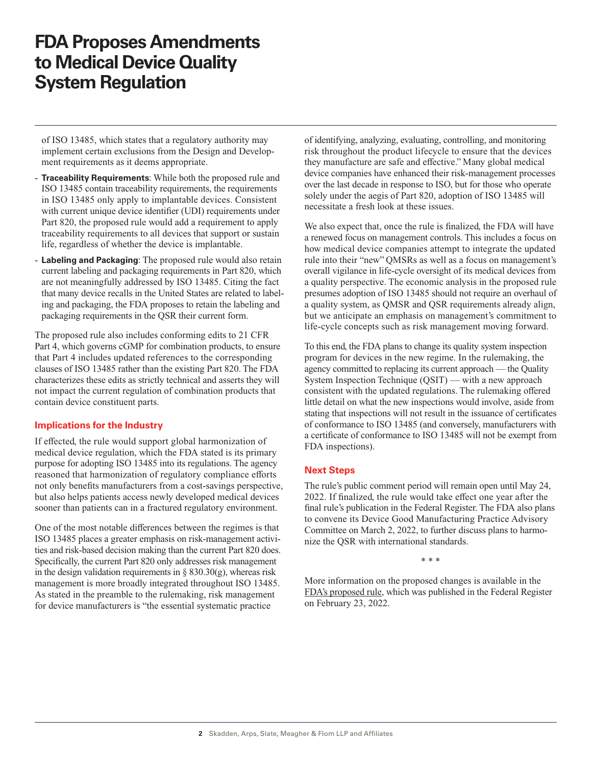# FDA Proposes Amendments to Medical Device Quality System Regulation

of ISO 13485, which states that a regulatory authority may implement certain exclusions from the Design and Development requirements as it deems appropriate.

- **Traceability Requirements**: While both the proposed rule and ISO 13485 contain traceability requirements, the requirements in ISO 13485 only apply to implantable devices. Consistent with current unique device identifier (UDI) requirements under Part 820, the proposed rule would add a requirement to apply traceability requirements to all devices that support or sustain life, regardless of whether the device is implantable.
- **Labeling and Packaging**: The proposed rule would also retain current labeling and packaging requirements in Part 820, which are not meaningfully addressed by ISO 13485. Citing the fact that many device recalls in the United States are related to labeling and packaging, the FDA proposes to retain the labeling and packaging requirements in the QSR their current form.

The proposed rule also includes conforming edits to 21 CFR Part 4, which governs cGMP for combination products, to ensure that Part 4 includes updated references to the corresponding clauses of ISO 13485 rather than the existing Part 820. The FDA characterizes these edits as strictly technical and asserts they will not impact the current regulation of combination products that contain device constituent parts.

## Implications for the Industry

If effected, the rule would support global harmonization of medical device regulation, which the FDA stated is its primary purpose for adopting ISO 13485 into its regulations. The agency reasoned that harmonization of regulatory compliance efforts not only benefits manufacturers from a cost-savings perspective, but also helps patients access newly developed medical devices sooner than patients can in a fractured regulatory environment.

One of the most notable differences between the regimes is that ISO 13485 places a greater emphasis on risk-management activities and risk-based decision making than the current Part 820 does. Specifically, the current Part 820 only addresses risk management in the design validation requirements in § 830.30(g), whereas risk management is more broadly integrated throughout ISO 13485. As stated in the preamble to the rulemaking, risk management for device manufacturers is "the essential systematic practice of identifying, analyzing, evaluating, controlling, and monitoring risk throughout the product lifecycle to ensure that the devices they manufacture are safe and effective." Many global medical device companies have enhanced their risk-management processes over the last decade in response to ISO, but for those who operate solely under the aegis of Part 820, adoption of ISO 13485 will necessitate a fresh look at these issues.

We also expect that, once the rule is finalized, the FDA will have a renewed focus on management controls. This includes a focus on how medical device companies attempt to integrate the updated rule into their "new" QMSRs as well as a focus on management's overall vigilance in life-cycle oversight of its medical devices from a quality perspective. The economic analysis in the proposed rule presumes adoption of ISO 13485 should not require an overhaul of a quality system, as QMSR and QSR requirements already align, but we anticipate an emphasis on management's commitment to life-cycle concepts such as risk management moving forward.

To this end, the FDA plans to change its quality system inspection program for devices in the new regime. In the rulemaking, the agency committed to replacing its current approach — the Quality System Inspection Technique (QSIT) — with a new approach consistent with the updated regulations. The rulemaking offered little detail on what the new inspections would involve, aside from stating that inspections will not result in the issuance of certificates of conformance to ISO 13485 (and conversely, manufacturers with a certificate of conformance to ISO 13485 will not be exempt from FDA inspections).

## Next Steps

The rule's public comment period will remain open until May 24, 2022. If finalized, the rule would take effect one year after the final rule's publication in the Federal Register. The FDA also plans to convene its Device Good Manufacturing Practice Advisory Committee on March 2, 2022, to further discuss plans to harmonize the QSR with international standards.

\* \* \*

More information on the proposed changes is available in the FDA's proposed rule, which was published in the Federal Register on February 23, 2022.